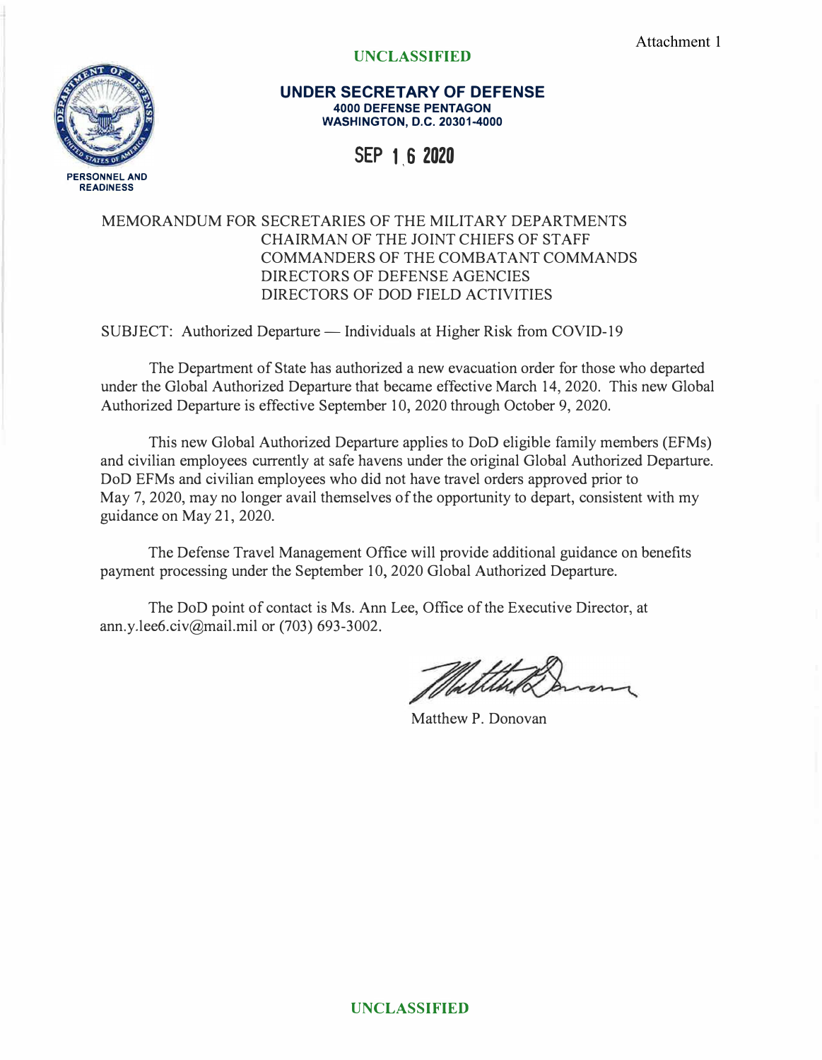Attachment 1

**UNCLASSIFIED**

**UNDER SECRETARY OF DEFENSE**
**4000 DEFENSE PENTAGON**
**WASHINGTON, D.C. 20301-4000**

**PERSONNEL AND READINESS**

SEP 16 2020

MEMORANDUM FOR SECRETARIES OF THE MILITARY DEPARTMENTS
CHAIRMAN OF THE JOINT CHIEFS OF STAFF
COMMANDERS OF THE COMBATANT COMMANDS
DIRECTORS OF DEFENSE AGENCIES
DIRECTORS OF DOD FIELD ACTIVITIES

SUBJECT: Authorized Departure — Individuals at Higher Risk from COVID-19

The Department of State has authorized a new evacuation order for those who departed under the Global Authorized Departure that became effective March 14, 2020. This new Global Authorized Departure is effective September 10, 2020 through October 9, 2020.

This new Global Authorized Departure applies to DoD eligible family members (EFMs) and civilian employees currently at safe havens under the original Global Authorized Departure. DoD EFMs and civilian employees who did not have travel orders approved prior to May 7, 2020, may no longer avail themselves of the opportunity to depart, consistent with my guidance on May 21, 2020.

The Defense Travel Management Office will provide additional guidance on benefits payment processing under the September 10, 2020 Global Authorized Departure.

The DoD point of contact is Ms. Ann Lee, Office of the Executive Director, at ann.y.lee6.civ@mail.mil or (703) 693-3002.

Matthew P. Donovan

**UNCLASSIFIED**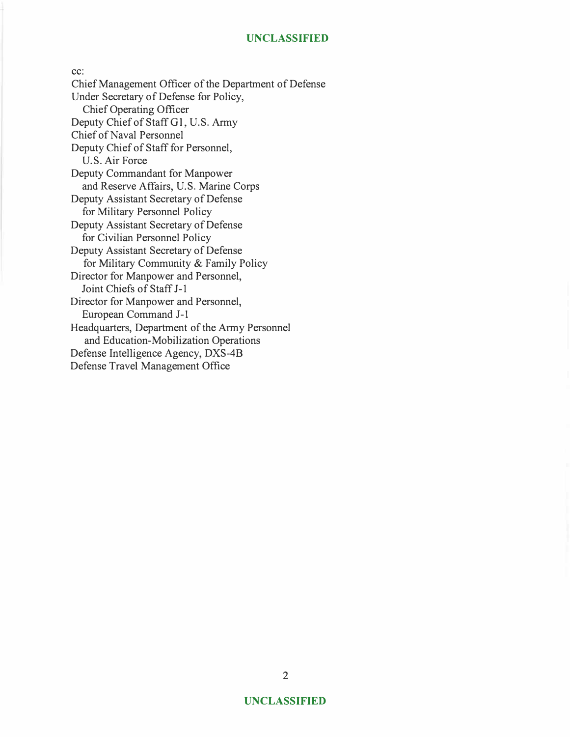cc:

Chief Management Officer of the Department of Defense
Under Secretary of Defense for Policy,
  Chief Operating Officer
Deputy Chief of Staff G1, U.S. Army
Chief of Naval Personnel
Deputy Chief of Staff for Personnel,
  U.S. Air Force
Deputy Commandant for Manpower
  and Reserve Affairs, U.S. Marine Corps
Deputy Assistant Secretary of Defense
  for Military Personnel Policy
Deputy Assistant Secretary of Defense
  for Civilian Personnel Policy
Deputy Assistant Secretary of Defense
  for Military Community & Family Policy
Director for Manpower and Personnel,
  Joint Chiefs of Staff J-1
Director for Manpower and Personnel,
  European Command J-1
Headquarters, Department of the Army Personnel
  and Education-Mobilization Operations
Defense Intelligence Agency, DXS-4B
Defense Travel Management Office